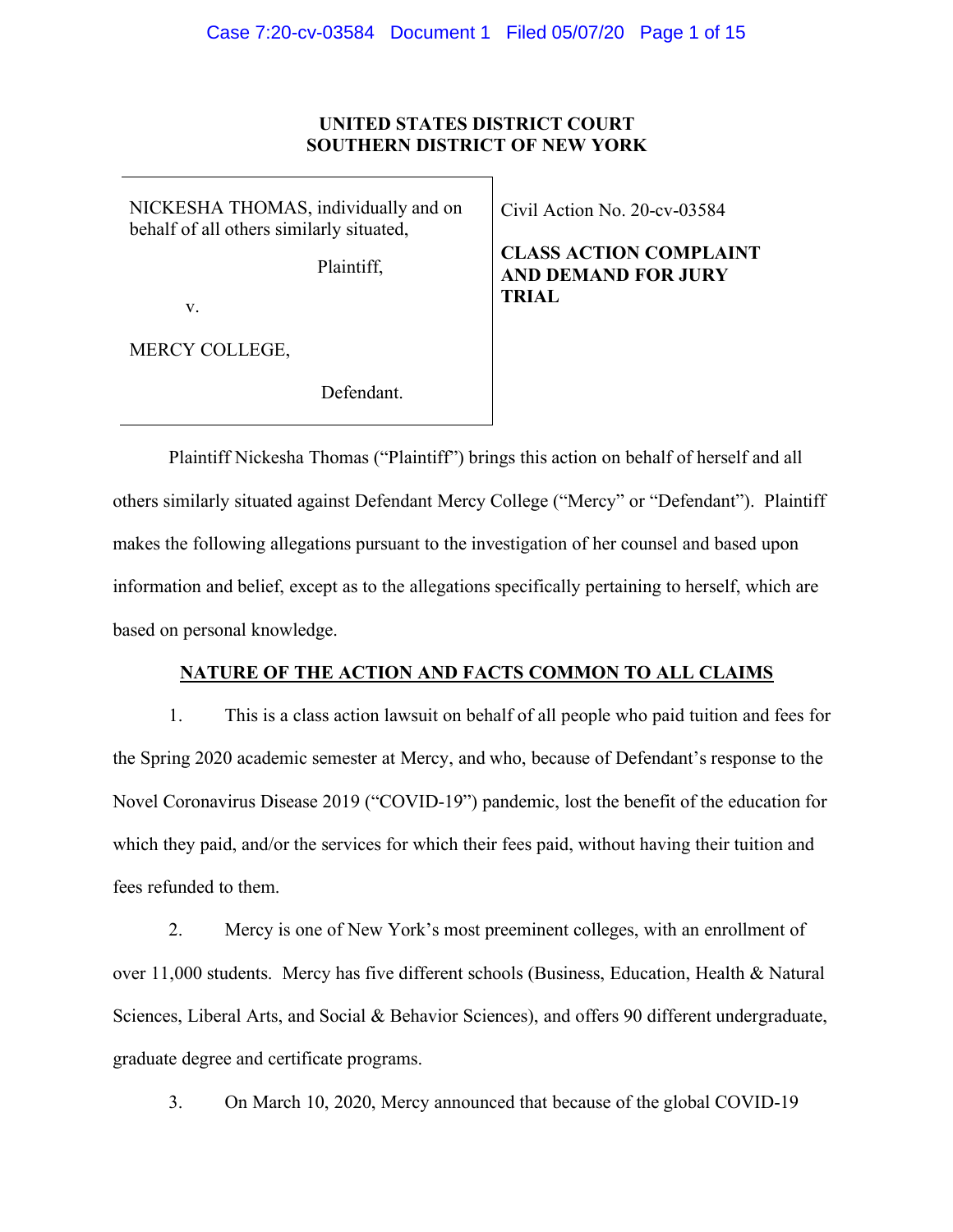**UNITED STATES DISTRICT COURT**
**SOUTHERN DISTRICT OF NEW YORK**

| | |
|---|---|
| NICKESHA THOMAS, individually and on behalf of all others similarly situated,<br><br>Plaintiff,<br><br>v.<br><br>MERCY COLLEGE,<br><br>Defendant. | Civil Action No. 20-cv-03584<br><br>**CLASS ACTION COMPLAINT AND DEMAND FOR JURY TRIAL** |

Plaintiff Nickesha Thomas ("Plaintiff") brings this action on behalf of herself and all others similarly situated against Defendant Mercy College ("Mercy" or "Defendant"). Plaintiff makes the following allegations pursuant to the investigation of her counsel and based upon information and belief, except as to the allegations specifically pertaining to herself, which are based on personal knowledge.

**NATURE OF THE ACTION AND FACTS COMMON TO ALL CLAIMS**

1. This is a class action lawsuit on behalf of all people who paid tuition and fees for the Spring 2020 academic semester at Mercy, and who, because of Defendant's response to the Novel Coronavirus Disease 2019 ("COVID-19") pandemic, lost the benefit of the education for which they paid, and/or the services for which their fees paid, without having their tuition and fees refunded to them.

2. Mercy is one of New York's most preeminent colleges, with an enrollment of over 11,000 students. Mercy has five different schools (Business, Education, Health & Natural Sciences, Liberal Arts, and Social & Behavior Sciences), and offers 90 different undergraduate, graduate degree and certificate programs.

3. On March 10, 2020, Mercy announced that because of the global COVID-19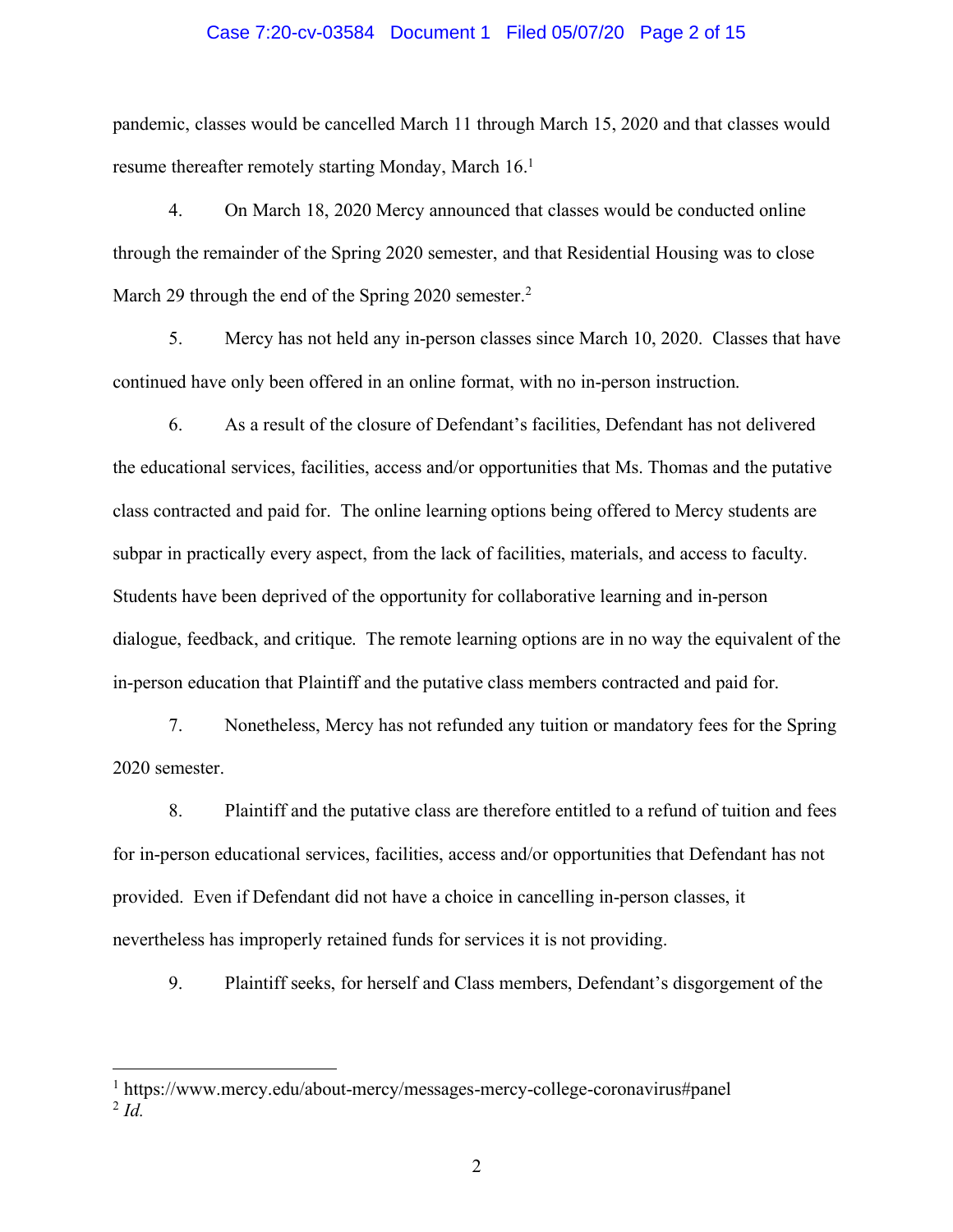pandemic, classes would be cancelled March 11 through March 15, 2020 and that classes would resume thereafter remotely starting Monday, March 16.[1]

4. On March 18, 2020 Mercy announced that classes would be conducted online through the remainder of the Spring 2020 semester, and that Residential Housing was to close March 29 through the end of the Spring 2020 semester.[2]

5. Mercy has not held any in-person classes since March 10, 2020. Classes that have continued have only been offered in an online format, with no in-person instruction.

6. As a result of the closure of Defendant's facilities, Defendant has not delivered the educational services, facilities, access and/or opportunities that Ms. Thomas and the putative class contracted and paid for. The online learning options being offered to Mercy students are subpar in practically every aspect, from the lack of facilities, materials, and access to faculty. Students have been deprived of the opportunity for collaborative learning and in-person dialogue, feedback, and critique. The remote learning options are in no way the equivalent of the in-person education that Plaintiff and the putative class members contracted and paid for.

7. Nonetheless, Mercy has not refunded any tuition or mandatory fees for the Spring 2020 semester.

8. Plaintiff and the putative class are therefore entitled to a refund of tuition and fees for in-person educational services, facilities, access and/or opportunities that Defendant has not provided. Even if Defendant did not have a choice in cancelling in-person classes, it nevertheless has improperly retained funds for services it is not providing.

9. Plaintiff seeks, for herself and Class members, Defendant's disgorgement of the

---

[1] https://www.mercy.edu/about-mercy/messages-mercy-college-coronavirus#panel

[2] *Id.*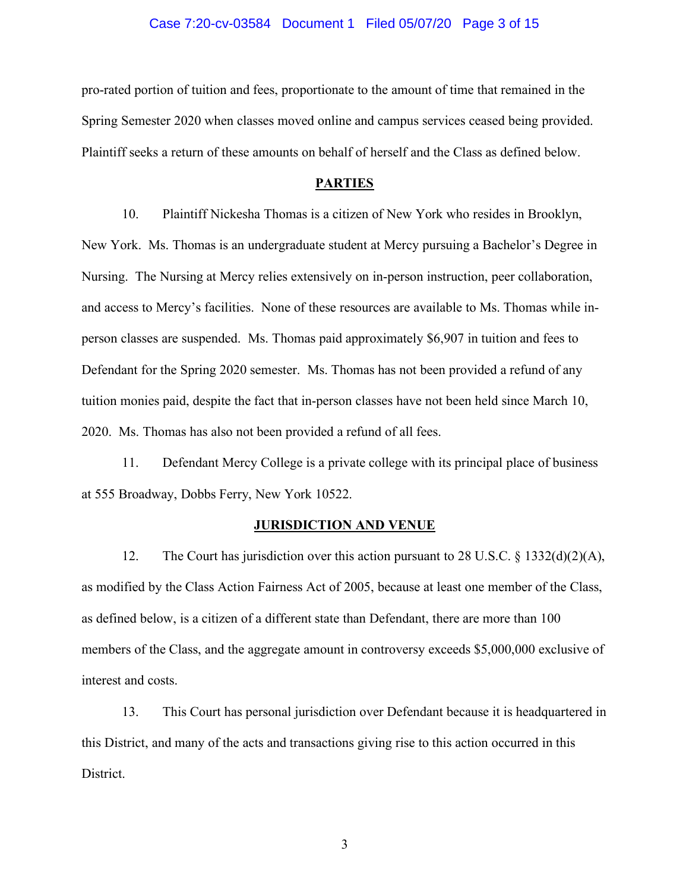pro-rated portion of tuition and fees, proportionate to the amount of time that remained in the Spring Semester 2020 when classes moved online and campus services ceased being provided. Plaintiff seeks a return of these amounts on behalf of herself and the Class as defined below.

## PARTIES

10. Plaintiff Nickesha Thomas is a citizen of New York who resides in Brooklyn, New York. Ms. Thomas is an undergraduate student at Mercy pursuing a Bachelor's Degree in Nursing. The Nursing at Mercy relies extensively on in-person instruction, peer collaboration, and access to Mercy's facilities. None of these resources are available to Ms. Thomas while in-person classes are suspended. Ms. Thomas paid approximately $6,907 in tuition and fees to Defendant for the Spring 2020 semester. Ms. Thomas has not been provided a refund of any tuition monies paid, despite the fact that in-person classes have not been held since March 10, 2020. Ms. Thomas has also not been provided a refund of all fees.

11. Defendant Mercy College is a private college with its principal place of business at 555 Broadway, Dobbs Ferry, New York 10522.

## JURISDICTION AND VENUE

12. The Court has jurisdiction over this action pursuant to 28 U.S.C. § 1332(d)(2)(A), as modified by the Class Action Fairness Act of 2005, because at least one member of the Class, as defined below, is a citizen of a different state than Defendant, there are more than 100 members of the Class, and the aggregate amount in controversy exceeds $5,000,000 exclusive of interest and costs.

13. This Court has personal jurisdiction over Defendant because it is headquartered in this District, and many of the acts and transactions giving rise to this action occurred in this District.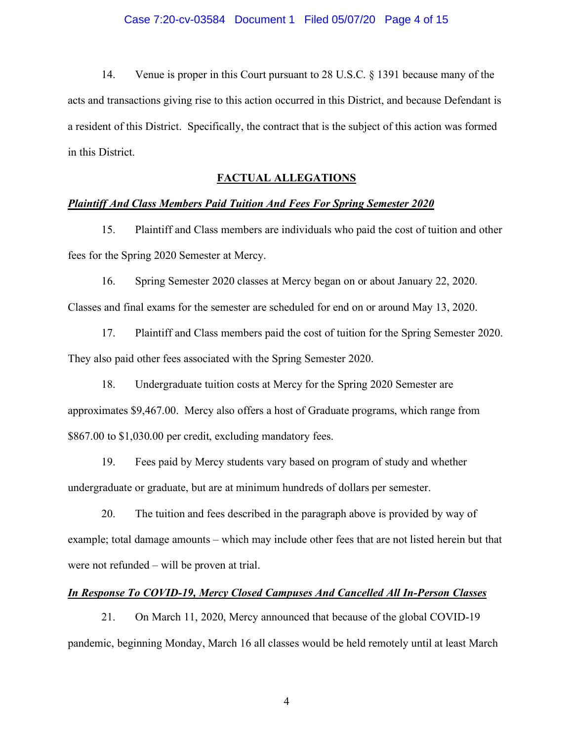14. Venue is proper in this Court pursuant to 28 U.S.C. § 1391 because many of the acts and transactions giving rise to this action occurred in this District, and because Defendant is a resident of this District. Specifically, the contract that is the subject of this action was formed in this District.

## FACTUAL ALLEGATIONS

***Plaintiff And Class Members Paid Tuition And Fees For Spring Semester 2020***

15. Plaintiff and Class members are individuals who paid the cost of tuition and other fees for the Spring 2020 Semester at Mercy.

16. Spring Semester 2020 classes at Mercy began on or about January 22, 2020. Classes and final exams for the semester are scheduled for end on or around May 13, 2020.

17. Plaintiff and Class members paid the cost of tuition for the Spring Semester 2020. They also paid other fees associated with the Spring Semester 2020.

18. Undergraduate tuition costs at Mercy for the Spring 2020 Semester are approximates $9,467.00. Mercy also offers a host of Graduate programs, which range from $867.00 to $1,030.00 per credit, excluding mandatory fees.

19. Fees paid by Mercy students vary based on program of study and whether undergraduate or graduate, but are at minimum hundreds of dollars per semester.

20. The tuition and fees described in the paragraph above is provided by way of example; total damage amounts – which may include other fees that are not listed herein but that were not refunded – will be proven at trial.

***In Response To COVID-19, Mercy Closed Campuses And Cancelled All In-Person Classes***

21. On March 11, 2020, Mercy announced that because of the global COVID-19 pandemic, beginning Monday, March 16 all classes would be held remotely until at least March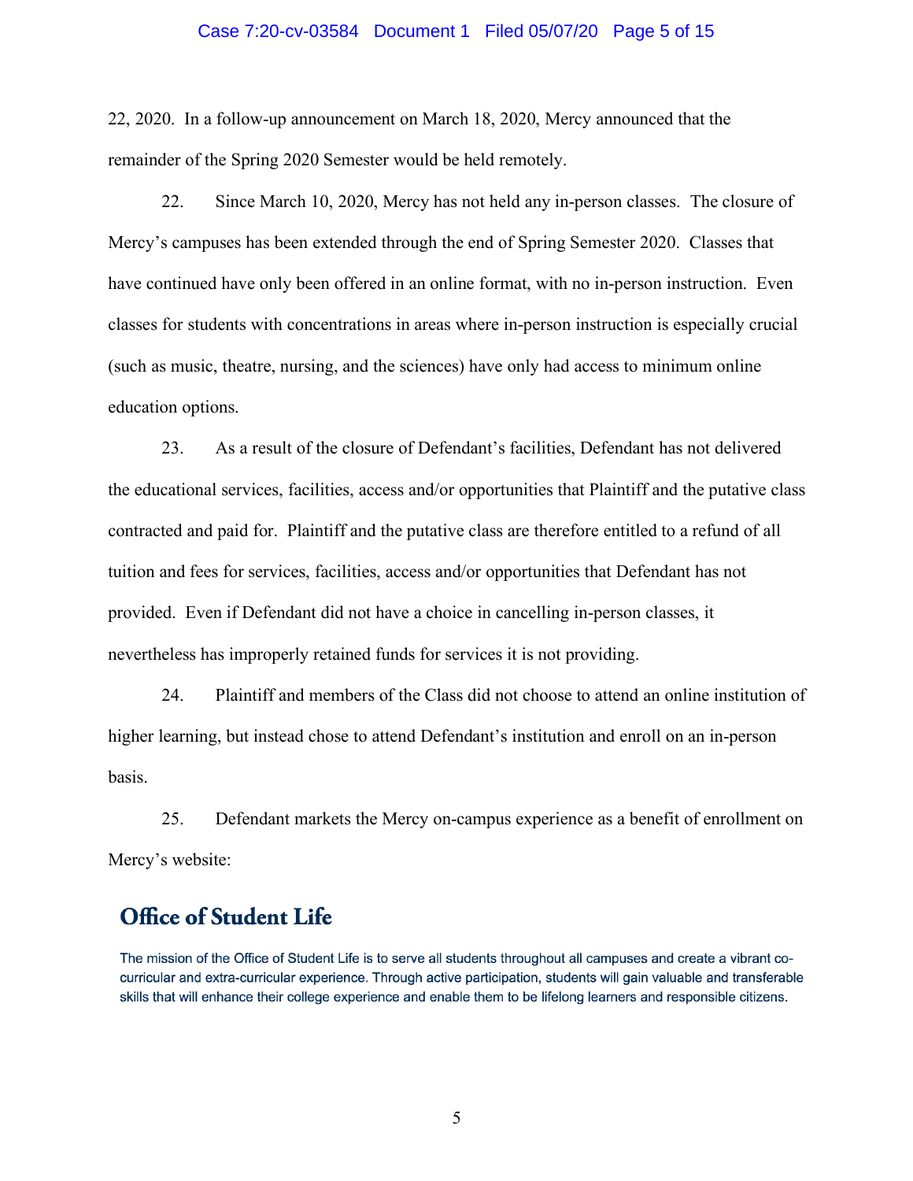22, 2020. In a follow-up announcement on March 18, 2020, Mercy announced that the remainder of the Spring 2020 Semester would be held remotely.

22. Since March 10, 2020, Mercy has not held any in-person classes. The closure of Mercy's campuses has been extended through the end of Spring Semester 2020. Classes that have continued have only been offered in an online format, with no in-person instruction. Even classes for students with concentrations in areas where in-person instruction is especially crucial (such as music, theatre, nursing, and the sciences) have only had access to minimum online education options.

23. As a result of the closure of Defendant's facilities, Defendant has not delivered the educational services, facilities, access and/or opportunities that Plaintiff and the putative class contracted and paid for. Plaintiff and the putative class are therefore entitled to a refund of all tuition and fees for services, facilities, access and/or opportunities that Defendant has not provided. Even if Defendant did not have a choice in cancelling in-person classes, it nevertheless has improperly retained funds for services it is not providing.

24. Plaintiff and members of the Class did not choose to attend an online institution of higher learning, but instead chose to attend Defendant's institution and enroll on an in-person basis.

25. Defendant markets the Mercy on-campus experience as a benefit of enrollment on Mercy's website:

## Office of Student Life

The mission of the Office of Student Life is to serve all students throughout all campuses and create a vibrant co-curricular and extra-curricular experience. Through active participation, students will gain valuable and transferable skills that will enhance their college experience and enable them to be lifelong learners and responsible citizens.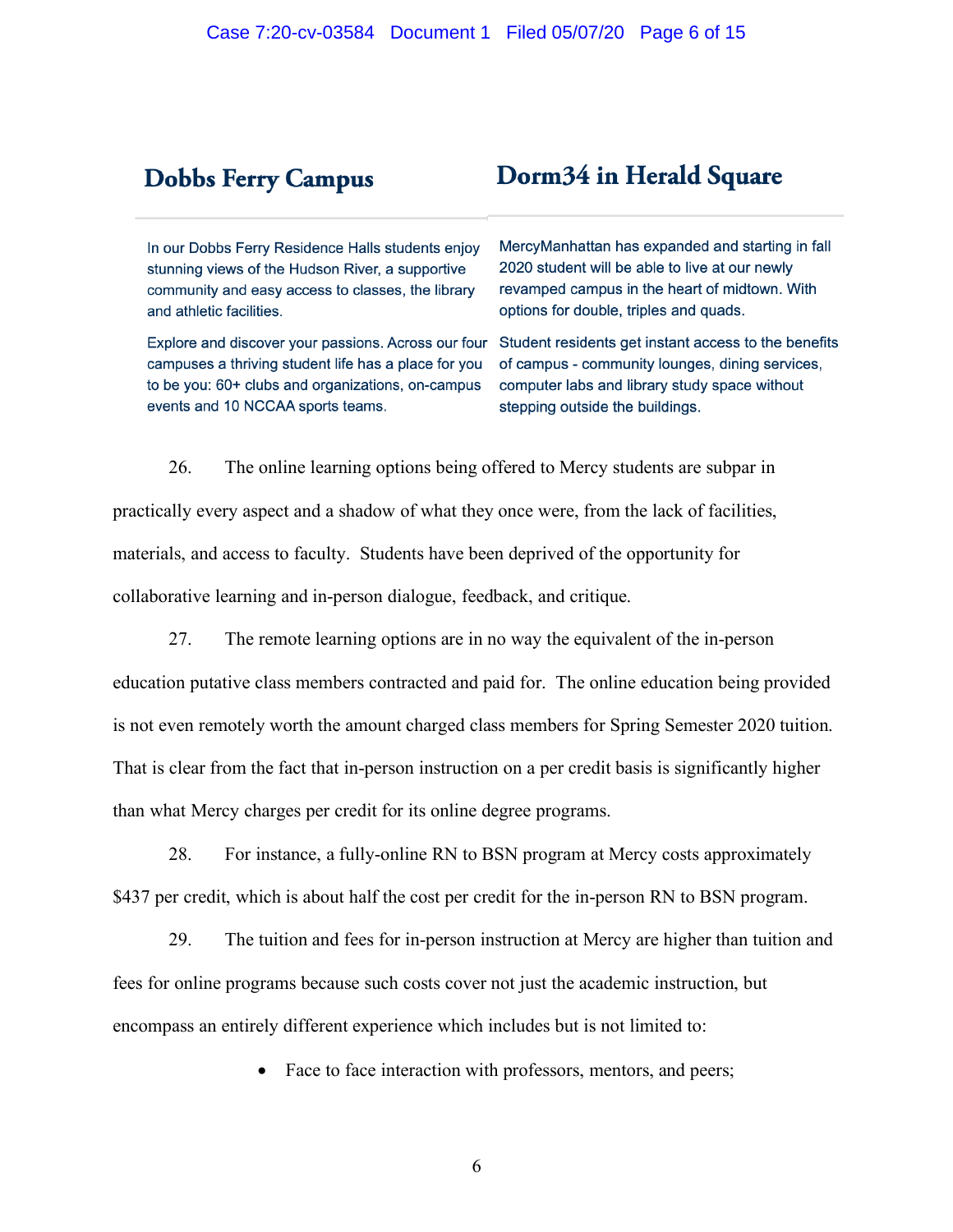## Dobbs Ferry Campus

In our Dobbs Ferry Residence Halls students enjoy stunning views of the Hudson River, a supportive community and easy access to classes, the library and athletic facilities.

Explore and discover your passions. Across our four campuses a thriving student life has a place for you to be you: 60+ clubs and organizations, on-campus events and 10 NCCAA sports teams.

## Dorm34 in Herald Square

MercyManhattan has expanded and starting in fall 2020 student will be able to live at our newly revamped campus in the heart of midtown. With options for double, triples and quads.

Student residents get instant access to the benefits of campus - community lounges, dining services, computer labs and library study space without stepping outside the buildings.

26. The online learning options being offered to Mercy students are subpar in practically every aspect and a shadow of what they once were, from the lack of facilities, materials, and access to faculty. Students have been deprived of the opportunity for collaborative learning and in-person dialogue, feedback, and critique.

27. The remote learning options are in no way the equivalent of the in-person education putative class members contracted and paid for. The online education being provided is not even remotely worth the amount charged class members for Spring Semester 2020 tuition. That is clear from the fact that in-person instruction on a per credit basis is significantly higher than what Mercy charges per credit for its online degree programs.

28. For instance, a fully-online RN to BSN program at Mercy costs approximately $437 per credit, which is about half the cost per credit for the in-person RN to BSN program.

29. The tuition and fees for in-person instruction at Mercy are higher than tuition and fees for online programs because such costs cover not just the academic instruction, but encompass an entirely different experience which includes but is not limited to:

- Face to face interaction with professors, mentors, and peers;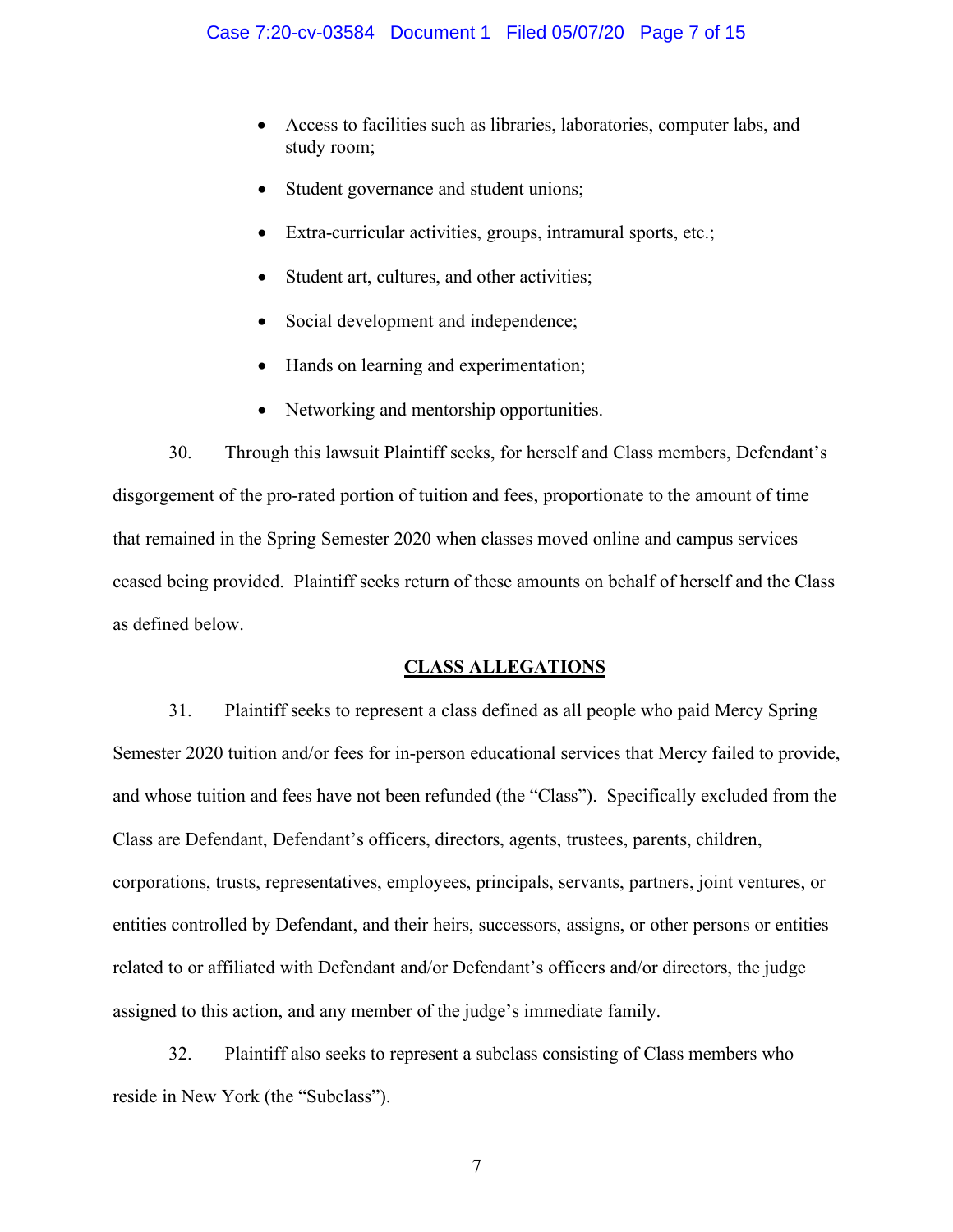- Access to facilities such as libraries, laboratories, computer labs, and study room;
- Student governance and student unions;
- Extra-curricular activities, groups, intramural sports, etc.;
- Student art, cultures, and other activities;
- Social development and independence;
- Hands on learning and experimentation;
- Networking and mentorship opportunities.

30. Through this lawsuit Plaintiff seeks, for herself and Class members, Defendant's disgorgement of the pro-rated portion of tuition and fees, proportionate to the amount of time that remained in the Spring Semester 2020 when classes moved online and campus services ceased being provided. Plaintiff seeks return of these amounts on behalf of herself and the Class as defined below.

## CLASS ALLEGATIONS

31. Plaintiff seeks to represent a class defined as all people who paid Mercy Spring Semester 2020 tuition and/or fees for in-person educational services that Mercy failed to provide, and whose tuition and fees have not been refunded (the "Class"). Specifically excluded from the Class are Defendant, Defendant's officers, directors, agents, trustees, parents, children, corporations, trusts, representatives, employees, principals, servants, partners, joint ventures, or entities controlled by Defendant, and their heirs, successors, assigns, or other persons or entities related to or affiliated with Defendant and/or Defendant's officers and/or directors, the judge assigned to this action, and any member of the judge's immediate family.

32. Plaintiff also seeks to represent a subclass consisting of Class members who reside in New York (the "Subclass").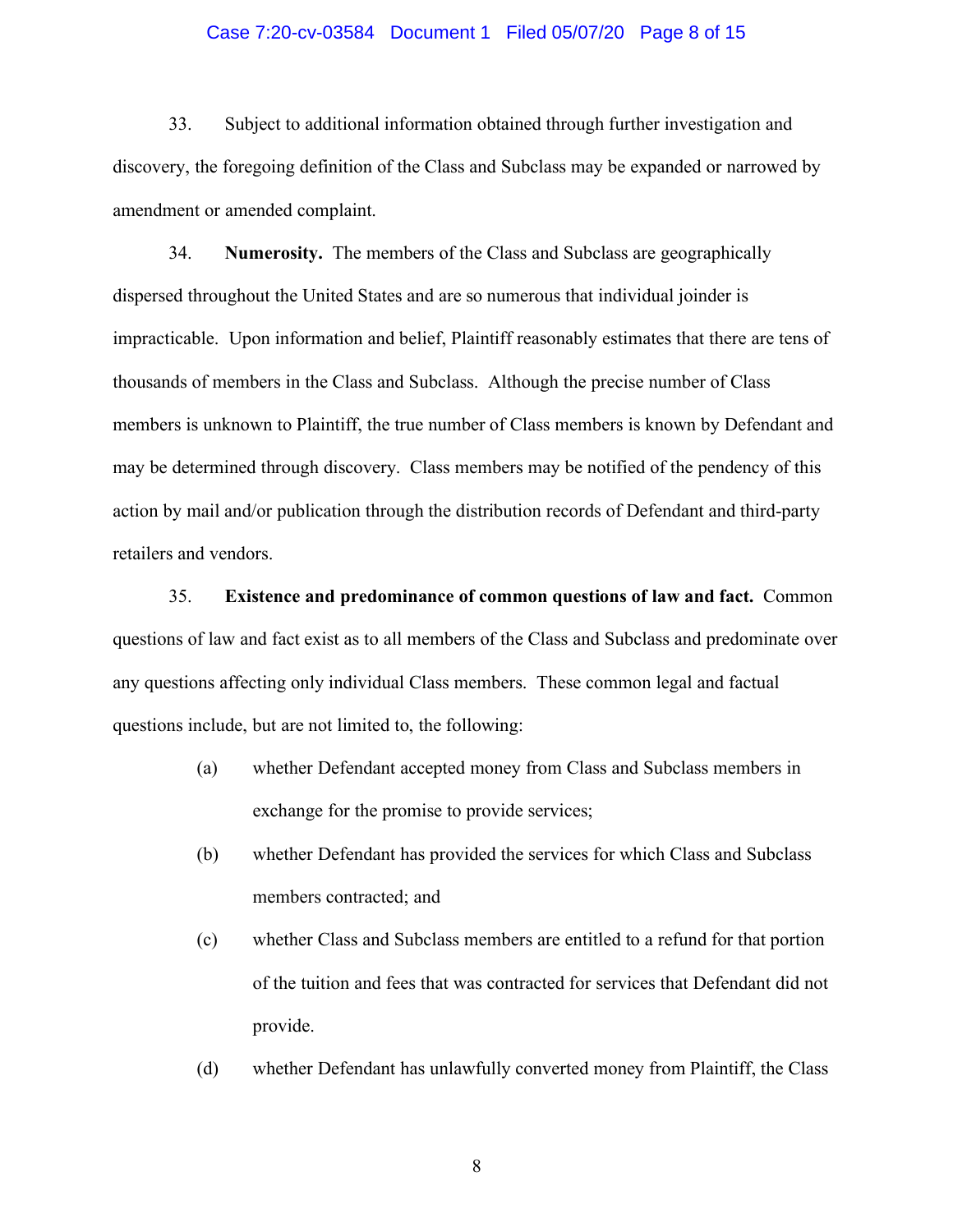33. Subject to additional information obtained through further investigation and discovery, the foregoing definition of the Class and Subclass may be expanded or narrowed by amendment or amended complaint.

34. **Numerosity.** The members of the Class and Subclass are geographically dispersed throughout the United States and are so numerous that individual joinder is impracticable. Upon information and belief, Plaintiff reasonably estimates that there are tens of thousands of members in the Class and Subclass. Although the precise number of Class members is unknown to Plaintiff, the true number of Class members is known by Defendant and may be determined through discovery. Class members may be notified of the pendency of this action by mail and/or publication through the distribution records of Defendant and third-party retailers and vendors.

35. **Existence and predominance of common questions of law and fact.** Common questions of law and fact exist as to all members of the Class and Subclass and predominate over any questions affecting only individual Class members. These common legal and factual questions include, but are not limited to, the following:

(a) whether Defendant accepted money from Class and Subclass members in exchange for the promise to provide services;

(b) whether Defendant has provided the services for which Class and Subclass members contracted; and

(c) whether Class and Subclass members are entitled to a refund for that portion of the tuition and fees that was contracted for services that Defendant did not provide.

(d) whether Defendant has unlawfully converted money from Plaintiff, the Class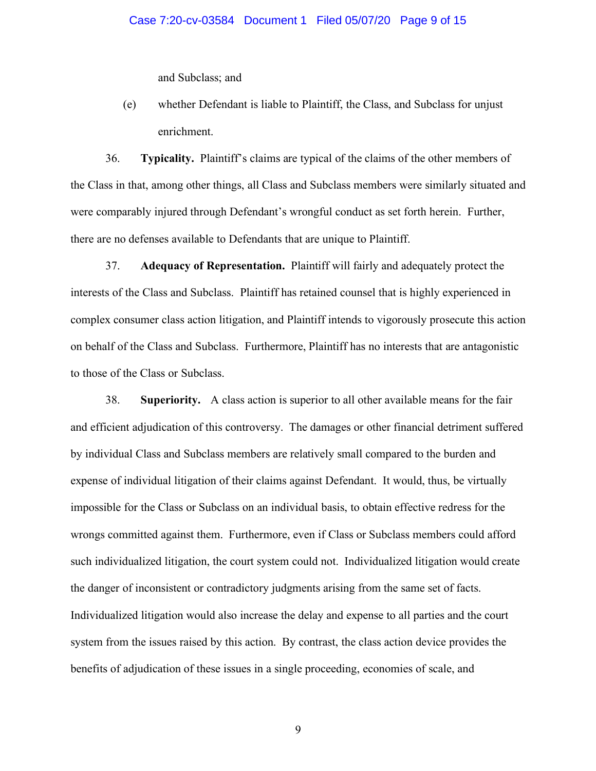and Subclass; and

(e) whether Defendant is liable to Plaintiff, the Class, and Subclass for unjust enrichment.

36. **Typicality.** Plaintiff's claims are typical of the claims of the other members of the Class in that, among other things, all Class and Subclass members were similarly situated and were comparably injured through Defendant's wrongful conduct as set forth herein. Further, there are no defenses available to Defendants that are unique to Plaintiff.

37. **Adequacy of Representation.** Plaintiff will fairly and adequately protect the interests of the Class and Subclass. Plaintiff has retained counsel that is highly experienced in complex consumer class action litigation, and Plaintiff intends to vigorously prosecute this action on behalf of the Class and Subclass. Furthermore, Plaintiff has no interests that are antagonistic to those of the Class or Subclass.

38. **Superiority.** A class action is superior to all other available means for the fair and efficient adjudication of this controversy. The damages or other financial detriment suffered by individual Class and Subclass members are relatively small compared to the burden and expense of individual litigation of their claims against Defendant. It would, thus, be virtually impossible for the Class or Subclass on an individual basis, to obtain effective redress for the wrongs committed against them. Furthermore, even if Class or Subclass members could afford such individualized litigation, the court system could not. Individualized litigation would create the danger of inconsistent or contradictory judgments arising from the same set of facts. Individualized litigation would also increase the delay and expense to all parties and the court system from the issues raised by this action. By contrast, the class action device provides the benefits of adjudication of these issues in a single proceeding, economies of scale, and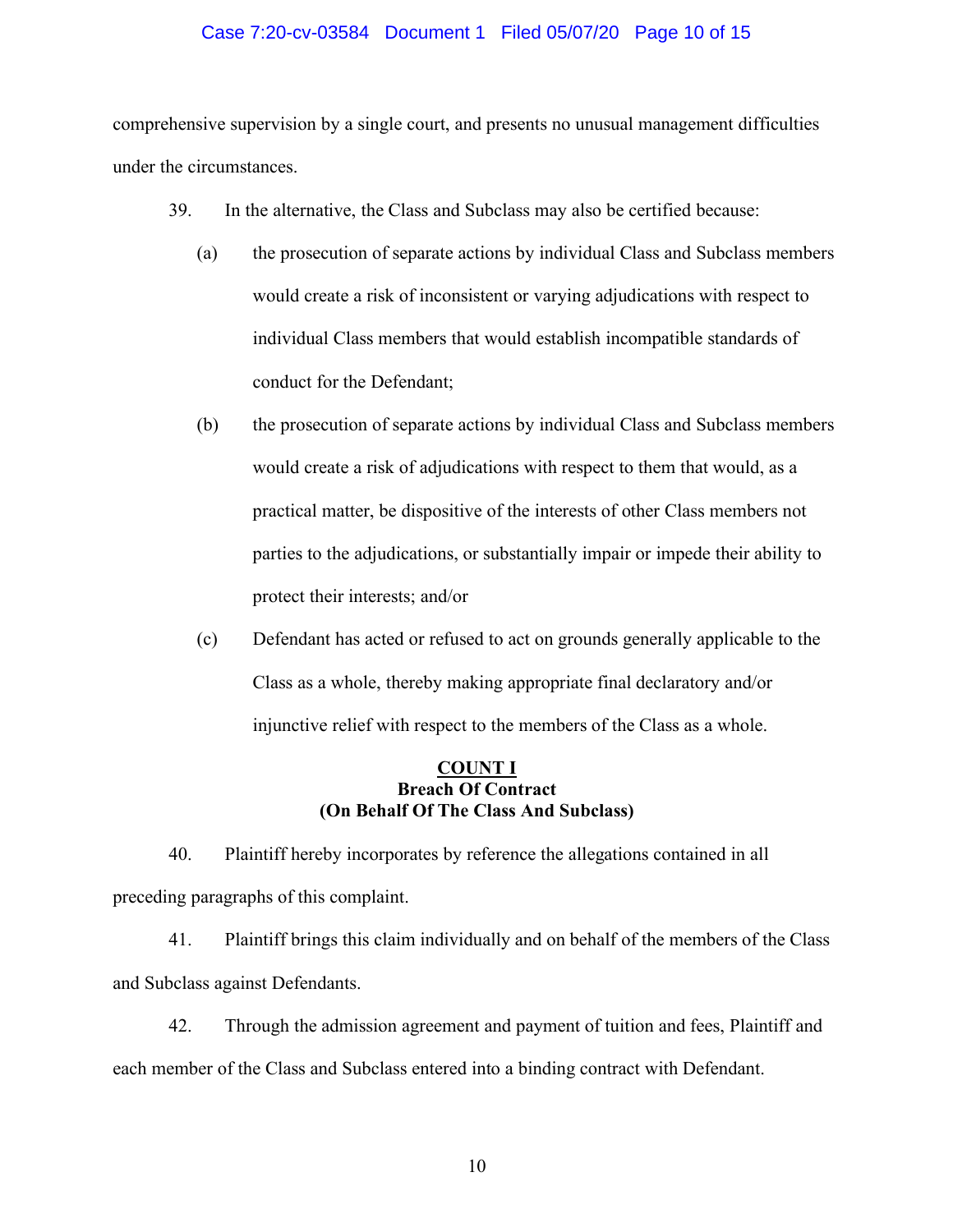comprehensive supervision by a single court, and presents no unusual management difficulties under the circumstances.

39. In the alternative, the Class and Subclass may also be certified because:

(a) the prosecution of separate actions by individual Class and Subclass members would create a risk of inconsistent or varying adjudications with respect to individual Class members that would establish incompatible standards of conduct for the Defendant;

(b) the prosecution of separate actions by individual Class and Subclass members would create a risk of adjudications with respect to them that would, as a practical matter, be dispositive of the interests of other Class members not parties to the adjudications, or substantially impair or impede their ability to protect their interests; and/or

(c) Defendant has acted or refused to act on grounds generally applicable to the Class as a whole, thereby making appropriate final declaratory and/or injunctive relief with respect to the members of the Class as a whole.

## <u>COUNT I</u>
## Breach Of Contract
## (On Behalf Of The Class And Subclass)

40. Plaintiff hereby incorporates by reference the allegations contained in all preceding paragraphs of this complaint.

41. Plaintiff brings this claim individually and on behalf of the members of the Class and Subclass against Defendants.

42. Through the admission agreement and payment of tuition and fees, Plaintiff and each member of the Class and Subclass entered into a binding contract with Defendant.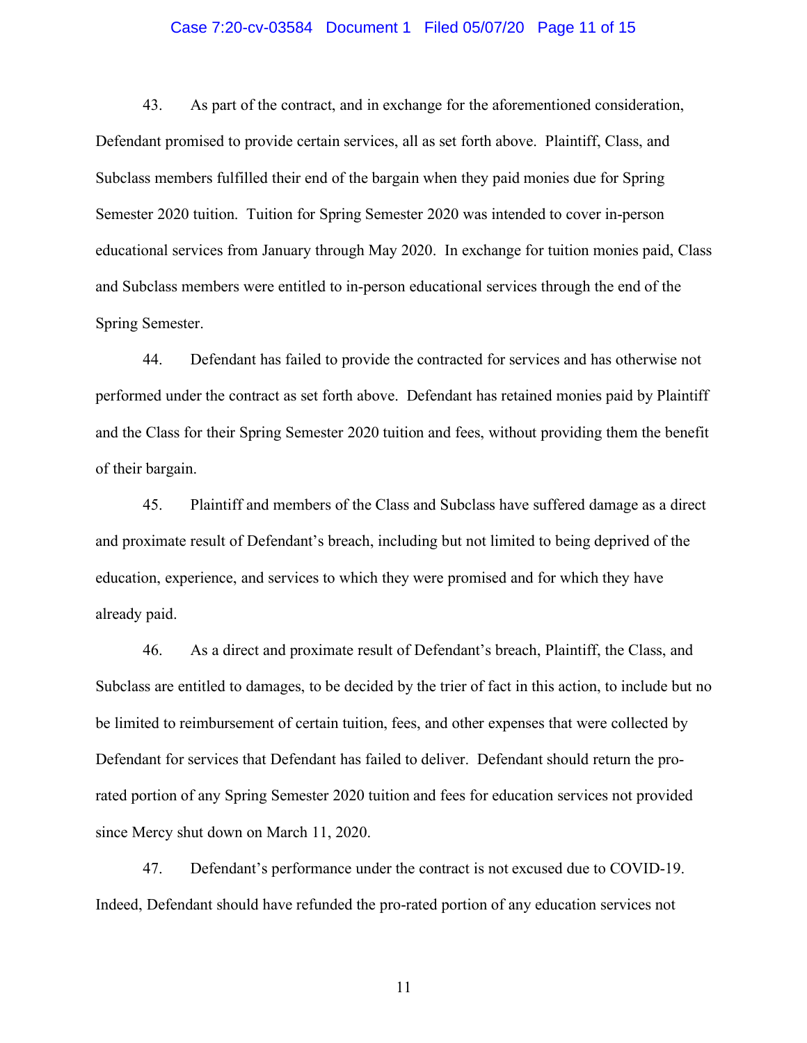43. As part of the contract, and in exchange for the aforementioned consideration, Defendant promised to provide certain services, all as set forth above. Plaintiff, Class, and Subclass members fulfilled their end of the bargain when they paid monies due for Spring Semester 2020 tuition. Tuition for Spring Semester 2020 was intended to cover in-person educational services from January through May 2020. In exchange for tuition monies paid, Class and Subclass members were entitled to in-person educational services through the end of the Spring Semester.

44. Defendant has failed to provide the contracted for services and has otherwise not performed under the contract as set forth above. Defendant has retained monies paid by Plaintiff and the Class for their Spring Semester 2020 tuition and fees, without providing them the benefit of their bargain.

45. Plaintiff and members of the Class and Subclass have suffered damage as a direct and proximate result of Defendant's breach, including but not limited to being deprived of the education, experience, and services to which they were promised and for which they have already paid.

46. As a direct and proximate result of Defendant's breach, Plaintiff, the Class, and Subclass are entitled to damages, to be decided by the trier of fact in this action, to include but no be limited to reimbursement of certain tuition, fees, and other expenses that were collected by Defendant for services that Defendant has failed to deliver. Defendant should return the pro-rated portion of any Spring Semester 2020 tuition and fees for education services not provided since Mercy shut down on March 11, 2020.

47. Defendant's performance under the contract is not excused due to COVID-19. Indeed, Defendant should have refunded the pro-rated portion of any education services not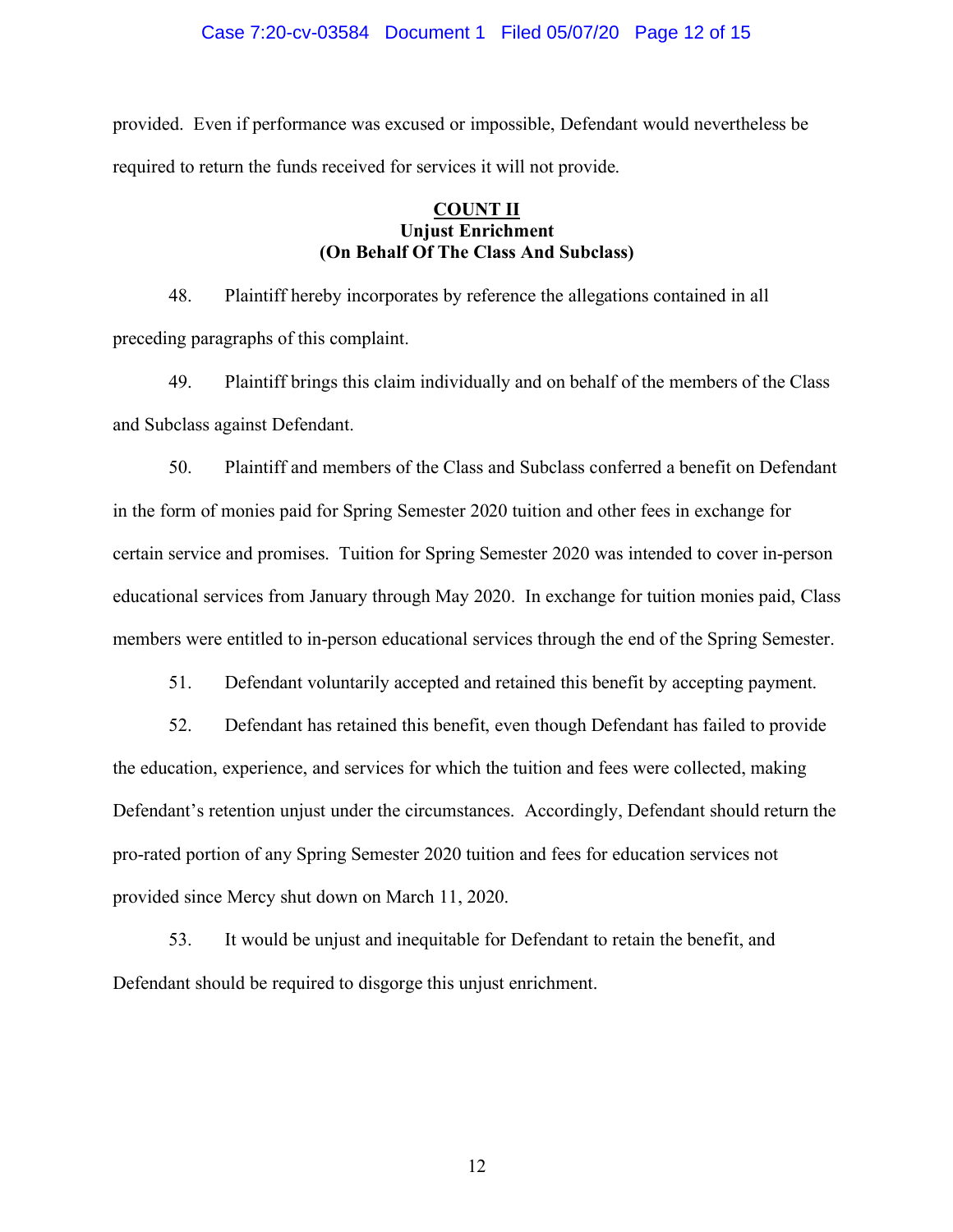provided. Even if performance was excused or impossible, Defendant would nevertheless be required to return the funds received for services it will not provide.

## COUNT II
**Unjust Enrichment**
**(On Behalf Of The Class And Subclass)**

48. Plaintiff hereby incorporates by reference the allegations contained in all preceding paragraphs of this complaint.

49. Plaintiff brings this claim individually and on behalf of the members of the Class and Subclass against Defendant.

50. Plaintiff and members of the Class and Subclass conferred a benefit on Defendant in the form of monies paid for Spring Semester 2020 tuition and other fees in exchange for certain service and promises. Tuition for Spring Semester 2020 was intended to cover in-person educational services from January through May 2020. In exchange for tuition monies paid, Class members were entitled to in-person educational services through the end of the Spring Semester.

51. Defendant voluntarily accepted and retained this benefit by accepting payment.

52. Defendant has retained this benefit, even though Defendant has failed to provide the education, experience, and services for which the tuition and fees were collected, making Defendant's retention unjust under the circumstances. Accordingly, Defendant should return the pro-rated portion of any Spring Semester 2020 tuition and fees for education services not provided since Mercy shut down on March 11, 2020.

53. It would be unjust and inequitable for Defendant to retain the benefit, and Defendant should be required to disgorge this unjust enrichment.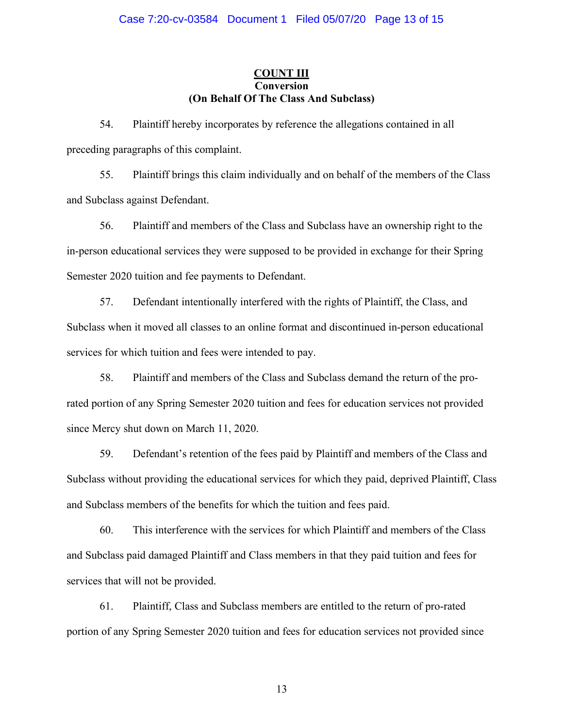**COUNT III**
**Conversion**
**(On Behalf Of The Class And Subclass)**

54. Plaintiff hereby incorporates by reference the allegations contained in all preceding paragraphs of this complaint.

55. Plaintiff brings this claim individually and on behalf of the members of the Class and Subclass against Defendant.

56. Plaintiff and members of the Class and Subclass have an ownership right to the in-person educational services they were supposed to be provided in exchange for their Spring Semester 2020 tuition and fee payments to Defendant.

57. Defendant intentionally interfered with the rights of Plaintiff, the Class, and Subclass when it moved all classes to an online format and discontinued in-person educational services for which tuition and fees were intended to pay.

58. Plaintiff and members of the Class and Subclass demand the return of the pro-rated portion of any Spring Semester 2020 tuition and fees for education services not provided since Mercy shut down on March 11, 2020.

59. Defendant's retention of the fees paid by Plaintiff and members of the Class and Subclass without providing the educational services for which they paid, deprived Plaintiff, Class and Subclass members of the benefits for which the tuition and fees paid.

60. This interference with the services for which Plaintiff and members of the Class and Subclass paid damaged Plaintiff and Class members in that they paid tuition and fees for services that will not be provided.

61. Plaintiff, Class and Subclass members are entitled to the return of pro-rated portion of any Spring Semester 2020 tuition and fees for education services not provided since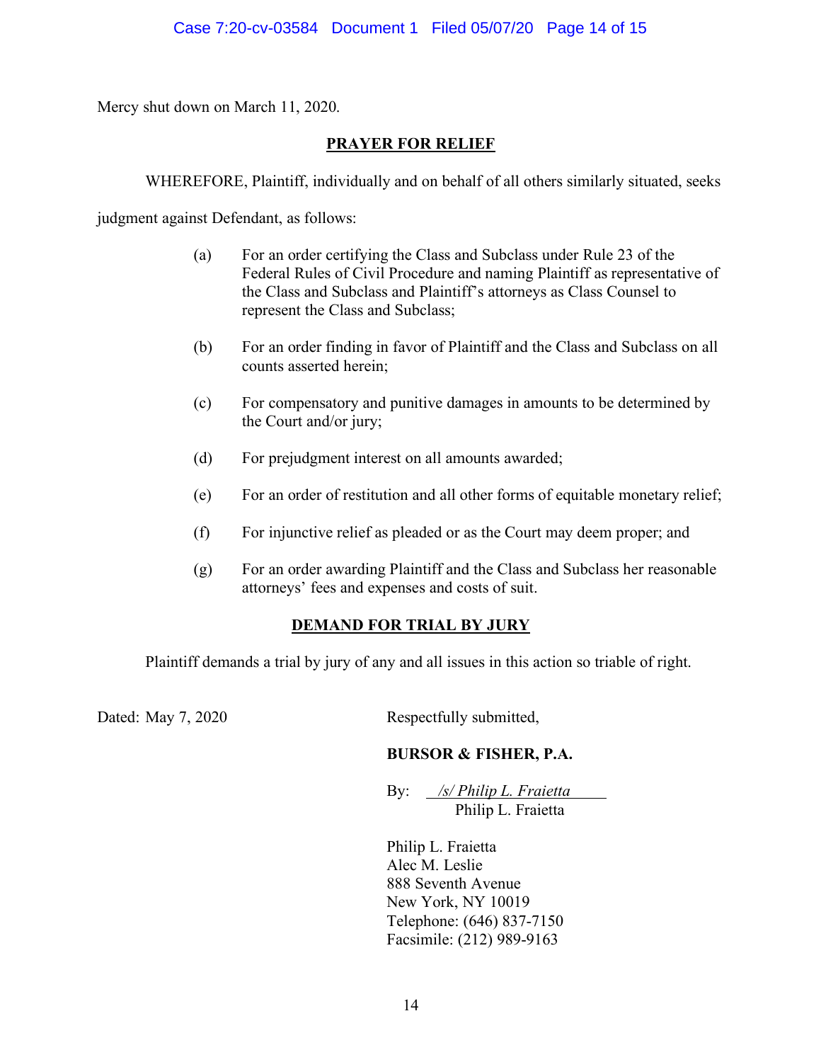Mercy shut down on March 11, 2020.

## PRAYER FOR RELIEF

WHEREFORE, Plaintiff, individually and on behalf of all others similarly situated, seeks judgment against Defendant, as follows:

(a) For an order certifying the Class and Subclass under Rule 23 of the Federal Rules of Civil Procedure and naming Plaintiff as representative of the Class and Subclass and Plaintiff's attorneys as Class Counsel to represent the Class and Subclass;

(b) For an order finding in favor of Plaintiff and the Class and Subclass on all counts asserted herein;

(c) For compensatory and punitive damages in amounts to be determined by the Court and/or jury;

(d) For prejudgment interest on all amounts awarded;

(e) For an order of restitution and all other forms of equitable monetary relief;

(f) For injunctive relief as pleaded or as the Court may deem proper; and

(g) For an order awarding Plaintiff and the Class and Subclass her reasonable attorneys' fees and expenses and costs of suit.

## DEMAND FOR TRIAL BY JURY

Plaintiff demands a trial by jury of any and all issues in this action so triable of right.

Dated: May 7, 2020

Respectfully submitted,

**BURSOR & FISHER, P.A.**

By: *___/s/ Philip L. Fraietta___*
Philip L. Fraietta

Philip L. Fraietta
Alec M. Leslie
888 Seventh Avenue
New York, NY 10019
Telephone: (646) 837-7150
Facsimile: (212) 989-9163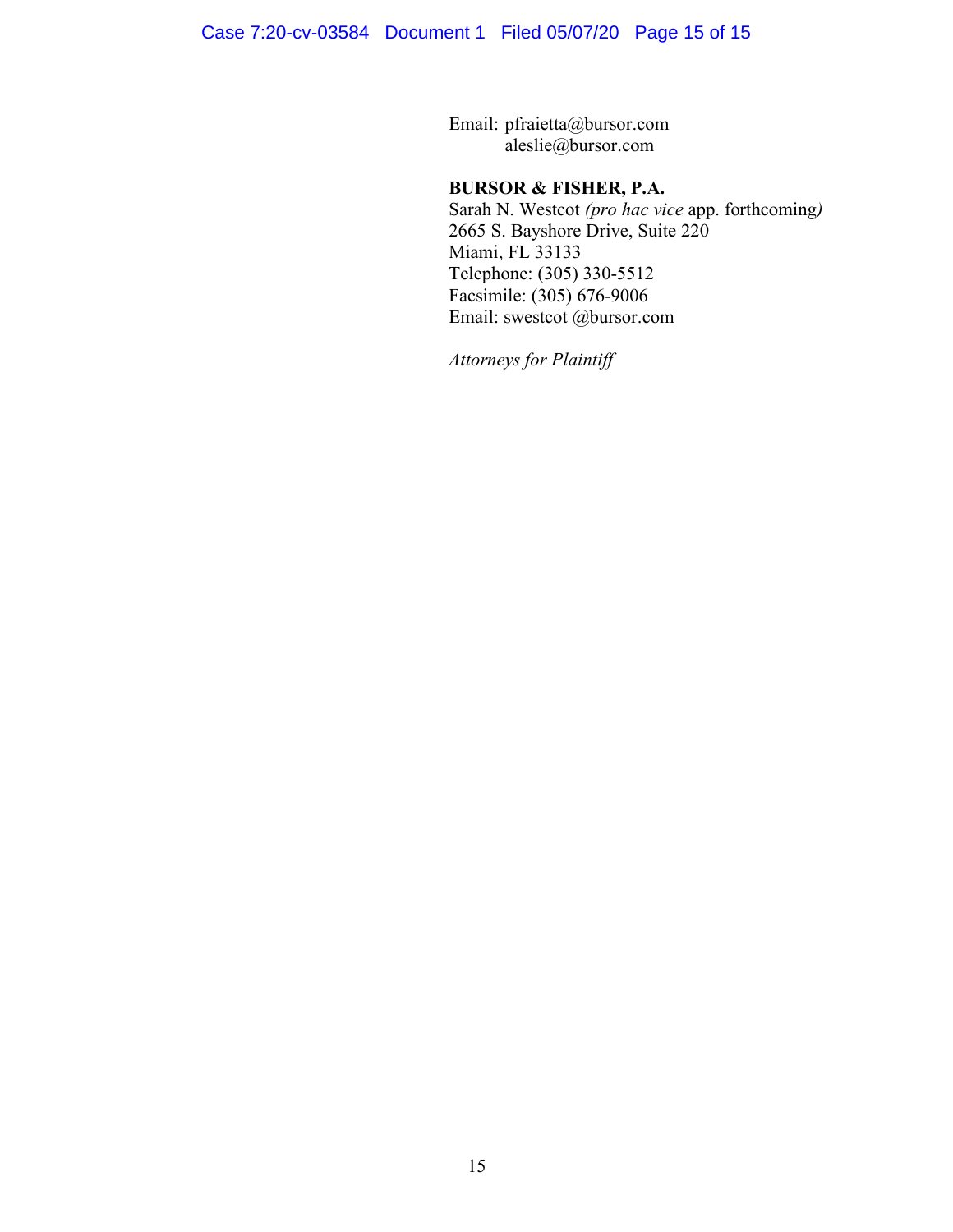Email: pfraietta@bursor.com
aleslie@bursor.com

**BURSOR & FISHER, P.A.**
Sarah N. Westcot *(pro hac vice* app. forthcoming*)*
2665 S. Bayshore Drive, Suite 220
Miami, FL 33133
Telephone: (305) 330-5512
Facsimile: (305) 676-9006
Email: swestcot @bursor.com

*Attorneys for Plaintiff*